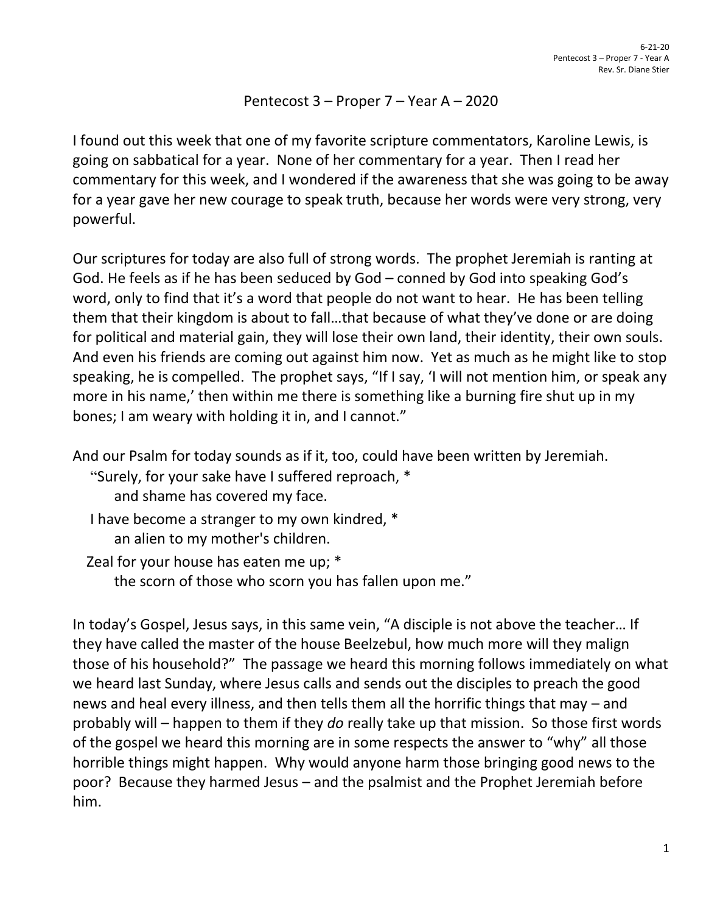# Pentecost 3 – Proper 7 – Year A – 2020

I found out this week that one of my favorite scripture commentators, Karoline Lewis, is going on sabbatical for a year. None of her commentary for a year. Then I read her commentary for this week, and I wondered if the awareness that she was going to be away for a year gave her new courage to speak truth, because her words were very strong, very powerful.

Our scriptures for today are also full of strong words. The prophet Jeremiah is ranting at God. He feels as if he has been seduced by God – conned by God into speaking God's word, only to find that it's a word that people do not want to hear. He has been telling them that their kingdom is about to fall…that because of what they've done or are doing for political and material gain, they will lose their own land, their identity, their own souls. And even his friends are coming out against him now. Yet as much as he might like to stop speaking, he is compelled. The prophet says, "If I say, 'I will not mention him, or speak any more in his name,' then within me there is something like a burning fire shut up in my bones; I am weary with holding it in, and I cannot."

And our Psalm for today sounds as if it, too, could have been written by Jeremiah.

> "Surely, for your sake have I suffered reproach, *
> &nbsp;&nbsp;&nbsp;&nbsp;and shame has covered my face.
> I have become a stranger to my own kindred, *
> &nbsp;&nbsp;&nbsp;&nbsp;an alien to my mother's children.
> Zeal for your house has eaten me up; *
> &nbsp;&nbsp;&nbsp;&nbsp;the scorn of those who scorn you has fallen upon me."

In today's Gospel, Jesus says, in this same vein, "A disciple is not above the teacher… If they have called the master of the house Beelzebul, how much more will they malign those of his household?" The passage we heard this morning follows immediately on what we heard last Sunday, where Jesus calls and sends out the disciples to preach the good news and heal every illness, and then tells them all the horrific things that may – and probably will – happen to them if they *do* really take up that mission. So those first words of the gospel we heard this morning are in some respects the answer to "why" all those horrible things might happen. Why would anyone harm those bringing good news to the poor? Because they harmed Jesus – and the psalmist and the Prophet Jeremiah before him.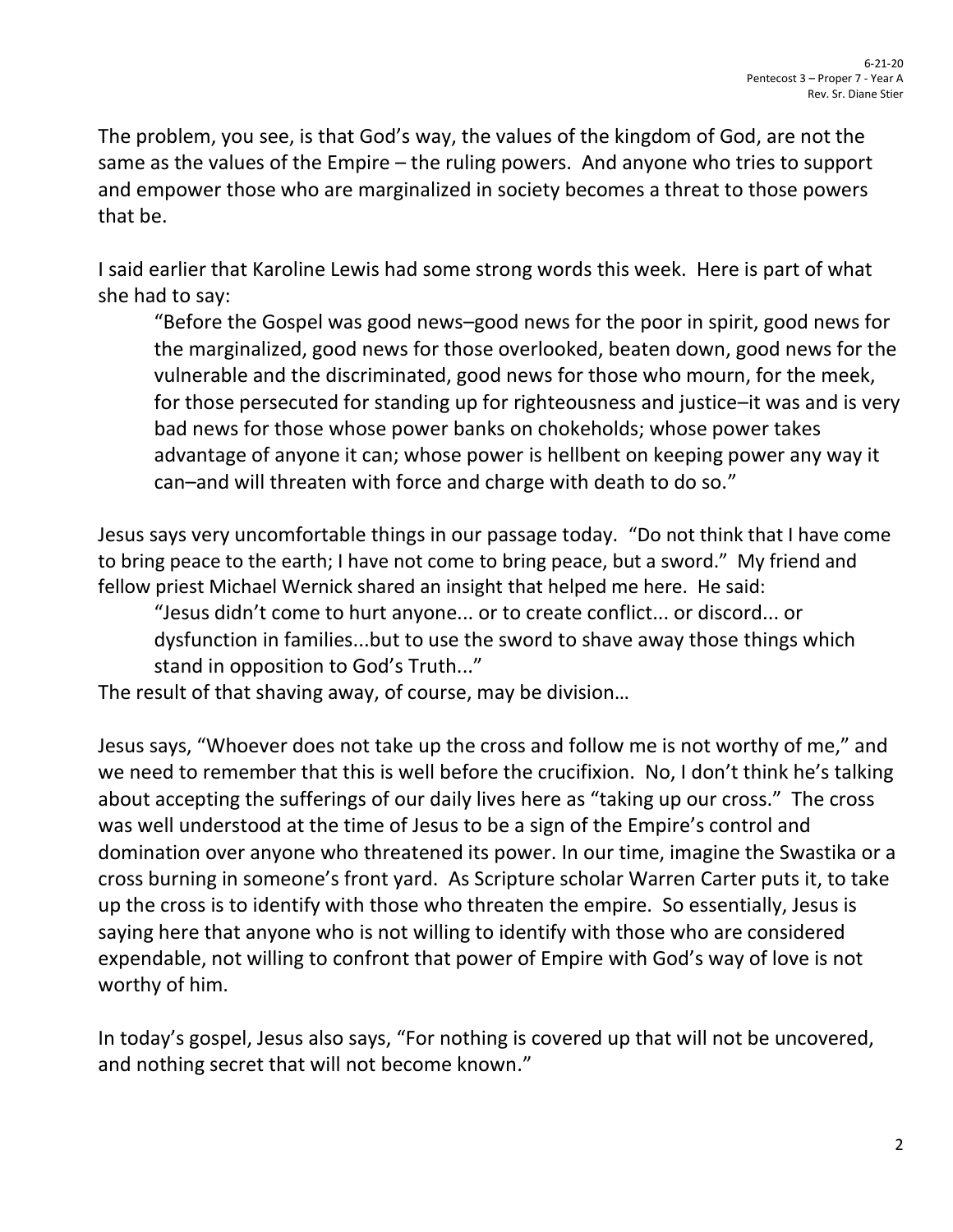The problem, you see, is that God's way, the values of the kingdom of God, are not the same as the values of the Empire – the ruling powers. And anyone who tries to support and empower those who are marginalized in society becomes a threat to those powers that be.

I said earlier that Karoline Lewis had some strong words this week. Here is part of what she had to say:

> "Before the Gospel was good news–good news for the poor in spirit, good news for the marginalized, good news for those overlooked, beaten down, good news for the vulnerable and the discriminated, good news for those who mourn, for the meek, for those persecuted for standing up for righteousness and justice–it was and is very bad news for those whose power banks on chokeholds; whose power takes advantage of anyone it can; whose power is hellbent on keeping power any way it can–and will threaten with force and charge with death to do so."

Jesus says very uncomfortable things in our passage today. "Do not think that I have come to bring peace to the earth; I have not come to bring peace, but a sword." My friend and fellow priest Michael Wernick shared an insight that helped me here. He said:

> "Jesus didn't come to hurt anyone... or to create conflict... or discord... or dysfunction in families...but to use the sword to shave away those things which stand in opposition to God's Truth..."

The result of that shaving away, of course, may be division…

Jesus says, "Whoever does not take up the cross and follow me is not worthy of me," and we need to remember that this is well before the crucifixion. No, I don't think he's talking about accepting the sufferings of our daily lives here as "taking up our cross." The cross was well understood at the time of Jesus to be a sign of the Empire's control and domination over anyone who threatened its power. In our time, imagine the Swastika or a cross burning in someone's front yard. As Scripture scholar Warren Carter puts it, to take up the cross is to identify with those who threaten the empire. So essentially, Jesus is saying here that anyone who is not willing to identify with those who are considered expendable, not willing to confront that power of Empire with God's way of love is not worthy of him.

In today's gospel, Jesus also says, "For nothing is covered up that will not be uncovered, and nothing secret that will not become known."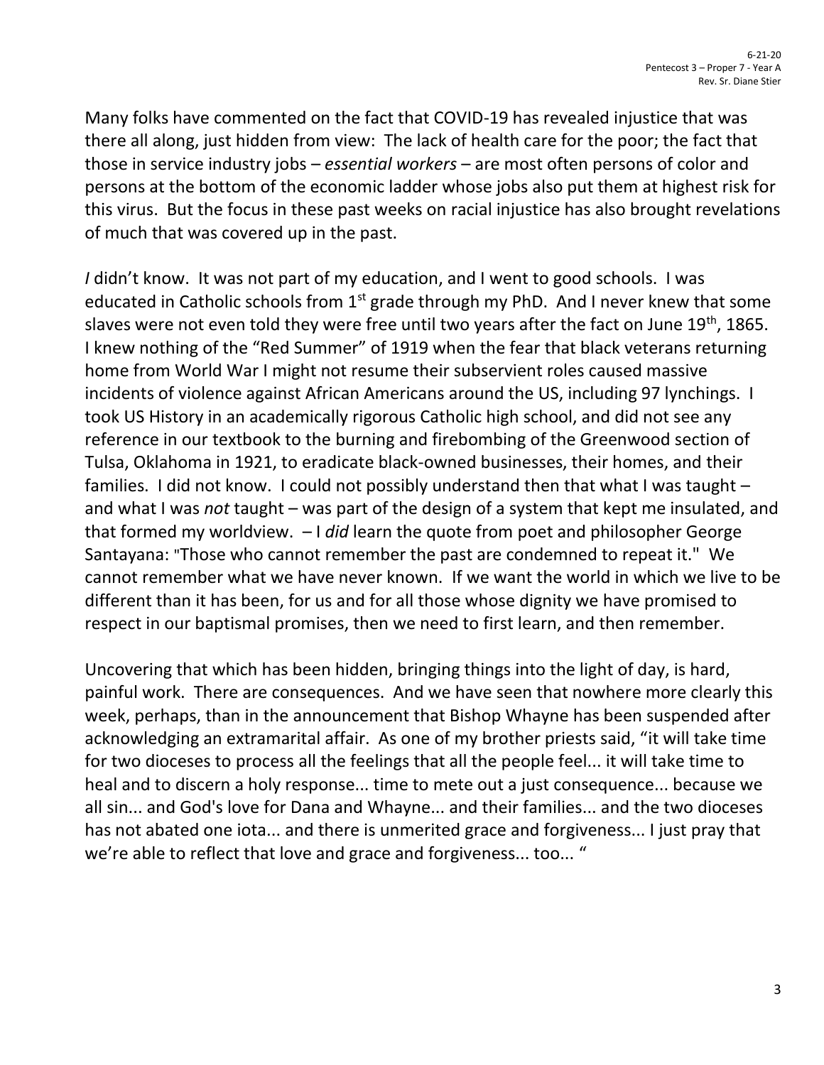Many folks have commented on the fact that COVID-19 has revealed injustice that was there all along, just hidden from view: The lack of health care for the poor; the fact that those in service industry jobs – *essential workers* – are most often persons of color and persons at the bottom of the economic ladder whose jobs also put them at highest risk for this virus. But the focus in these past weeks on racial injustice has also brought revelations of much that was covered up in the past.

*I* didn't know. It was not part of my education, and I went to good schools. I was educated in Catholic schools from 1st grade through my PhD. And I never knew that some slaves were not even told they were free until two years after the fact on June 19th, 1865. I knew nothing of the "Red Summer" of 1919 when the fear that black veterans returning home from World War I might not resume their subservient roles caused massive incidents of violence against African Americans around the US, including 97 lynchings. I took US History in an academically rigorous Catholic high school, and did not see any reference in our textbook to the burning and firebombing of the Greenwood section of Tulsa, Oklahoma in 1921, to eradicate black-owned businesses, their homes, and their families. I did not know. I could not possibly understand then that what I was taught – and what I was *not* taught – was part of the design of a system that kept me insulated, and that formed my worldview. – I *did* learn the quote from poet and philosopher George Santayana: "Those who cannot remember the past are condemned to repeat it." We cannot remember what we have never known. If we want the world in which we live to be different than it has been, for us and for all those whose dignity we have promised to respect in our baptismal promises, then we need to first learn, and then remember.

Uncovering that which has been hidden, bringing things into the light of day, is hard, painful work. There are consequences. And we have seen that nowhere more clearly this week, perhaps, than in the announcement that Bishop Whayne has been suspended after acknowledging an extramarital affair. As one of my brother priests said, "it will take time for two dioceses to process all the feelings that all the people feel... it will take time to heal and to discern a holy response... time to mete out a just consequence... because we all sin... and God's love for Dana and Whayne... and their families... and the two dioceses has not abated one iota... and there is unmerited grace and forgiveness... I just pray that we're able to reflect that love and grace and forgiveness... too... "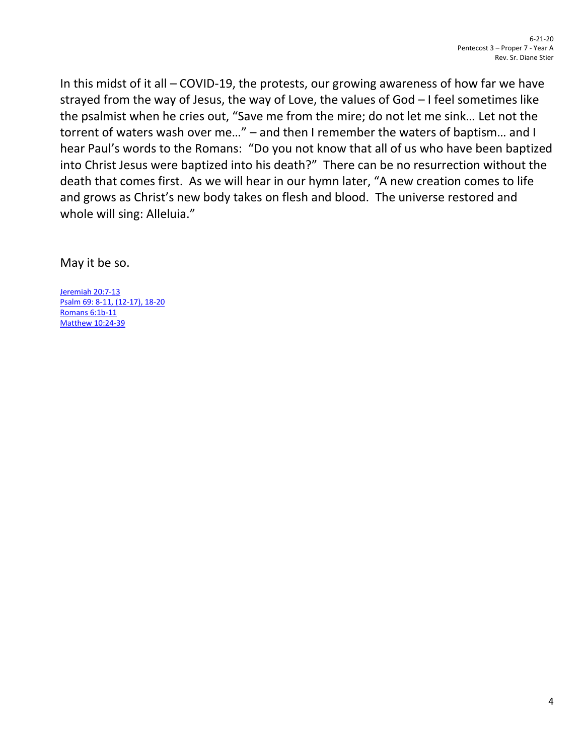In this midst of it all – COVID-19, the protests, our growing awareness of how far we have strayed from the way of Jesus, the way of Love, the values of God – I feel sometimes like the psalmist when he cries out, "Save me from the mire; do not let me sink… Let not the torrent of waters wash over me…" – and then I remember the waters of baptism… and I hear Paul's words to the Romans: "Do you not know that all of us who have been baptized into Christ Jesus were baptized into his death?" There can be no resurrection without the death that comes first. As we will hear in our hymn later, "A new creation comes to life and grows as Christ's new body takes on flesh and blood. The universe restored and whole will sing: Alleluia."

May it be so.

Jeremiah 20:7-13
Psalm 69: 8-11, (12-17), 18-20
Romans 6:1b-11
Matthew 10:24-39